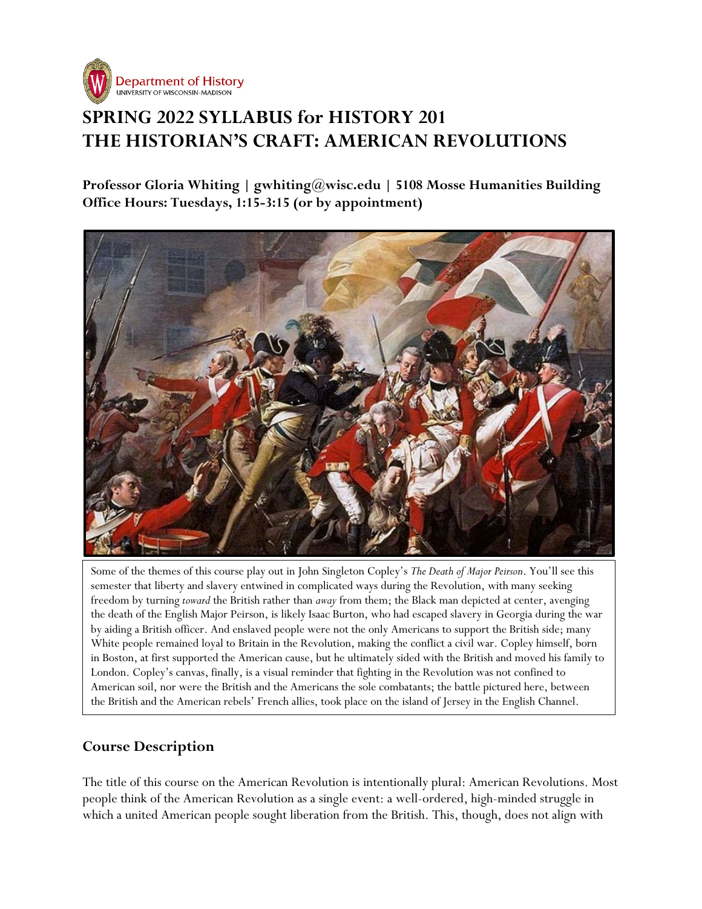Department of History
UNIVERSITY OF WISCONSIN-MADISON

# SPRING 2022 SYLLABUS for HISTORY 201
# THE HISTORIAN'S CRAFT: AMERICAN REVOLUTIONS

**Professor Gloria Whiting | gwhiting@wisc.edu | 5108 Mosse Humanities Building**
**Office Hours: Tuesdays, 1:15-3:15 (or by appointment)**

Some of the themes of this course play out in John Singleton Copley's *The Death of Major Peirson*. You'll see this semester that liberty and slavery entwined in complicated ways during the Revolution, with many seeking freedom by turning *toward* the British rather than *away* from them; the Black man depicted at center, avenging the death of the English Major Peirson, is likely Isaac Burton, who had escaped slavery in Georgia during the war by aiding a British officer. And enslaved people were not the only Americans to support the British side; many White people remained loyal to Britain in the Revolution, making the conflict a civil war. Copley himself, born in Boston, at first supported the American cause, but he ultimately sided with the British and moved his family to London. Copley's canvas, finally, is a visual reminder that fighting in the Revolution was not confined to American soil, nor were the British and the Americans the sole combatants; the battle pictured here, between the British and the American rebels' French allies, took place on the island of Jersey in the English Channel.

## Course Description

The title of this course on the American Revolution is intentionally plural: American Revolutions. Most people think of the American Revolution as a single event: a well-ordered, high-minded struggle in which a united American people sought liberation from the British. This, though, does not align with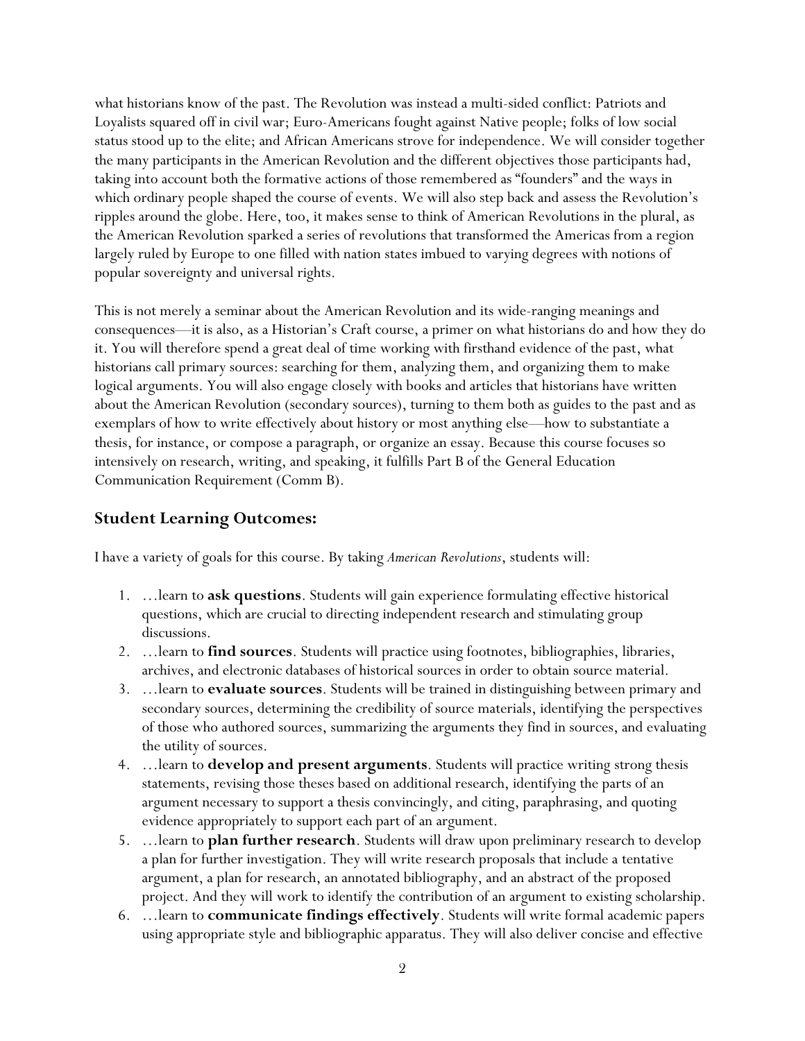what historians know of the past. The Revolution was instead a multi-sided conflict: Patriots and Loyalists squared off in civil war; Euro-Americans fought against Native people; folks of low social status stood up to the elite; and African Americans strove for independence. We will consider together the many participants in the American Revolution and the different objectives those participants had, taking into account both the formative actions of those remembered as "founders" and the ways in which ordinary people shaped the course of events. We will also step back and assess the Revolution's ripples around the globe. Here, too, it makes sense to think of American Revolutions in the plural, as the American Revolution sparked a series of revolutions that transformed the Americas from a region largely ruled by Europe to one filled with nation states imbued to varying degrees with notions of popular sovereignty and universal rights.

This is not merely a seminar about the American Revolution and its wide-ranging meanings and consequences—it is also, as a Historian's Craft course, a primer on what historians do and how they do it. You will therefore spend a great deal of time working with firsthand evidence of the past, what historians call primary sources: searching for them, analyzing them, and organizing them to make logical arguments. You will also engage closely with books and articles that historians have written about the American Revolution (secondary sources), turning to them both as guides to the past and as exemplars of how to write effectively about history or most anything else—how to substantiate a thesis, for instance, or compose a paragraph, or organize an essay. Because this course focuses so intensively on research, writing, and speaking, it fulfills Part B of the General Education Communication Requirement (Comm B).

## Student Learning Outcomes:

I have a variety of goals for this course. By taking *American Revolutions*, students will:

1. …learn to **ask questions**. Students will gain experience formulating effective historical questions, which are crucial to directing independent research and stimulating group discussions.
2. …learn to **find sources**. Students will practice using footnotes, bibliographies, libraries, archives, and electronic databases of historical sources in order to obtain source material.
3. …learn to **evaluate sources**. Students will be trained in distinguishing between primary and secondary sources, determining the credibility of source materials, identifying the perspectives of those who authored sources, summarizing the arguments they find in sources, and evaluating the utility of sources.
4. …learn to **develop and present arguments**. Students will practice writing strong thesis statements, revising those theses based on additional research, identifying the parts of an argument necessary to support a thesis convincingly, and citing, paraphrasing, and quoting evidence appropriately to support each part of an argument.
5. …learn to **plan further research**. Students will draw upon preliminary research to develop a plan for further investigation. They will write research proposals that include a tentative argument, a plan for research, an annotated bibliography, and an abstract of the proposed project. And they will work to identify the contribution of an argument to existing scholarship.
6. …learn to **communicate findings effectively**. Students will write formal academic papers using appropriate style and bibliographic apparatus. They will also deliver concise and effective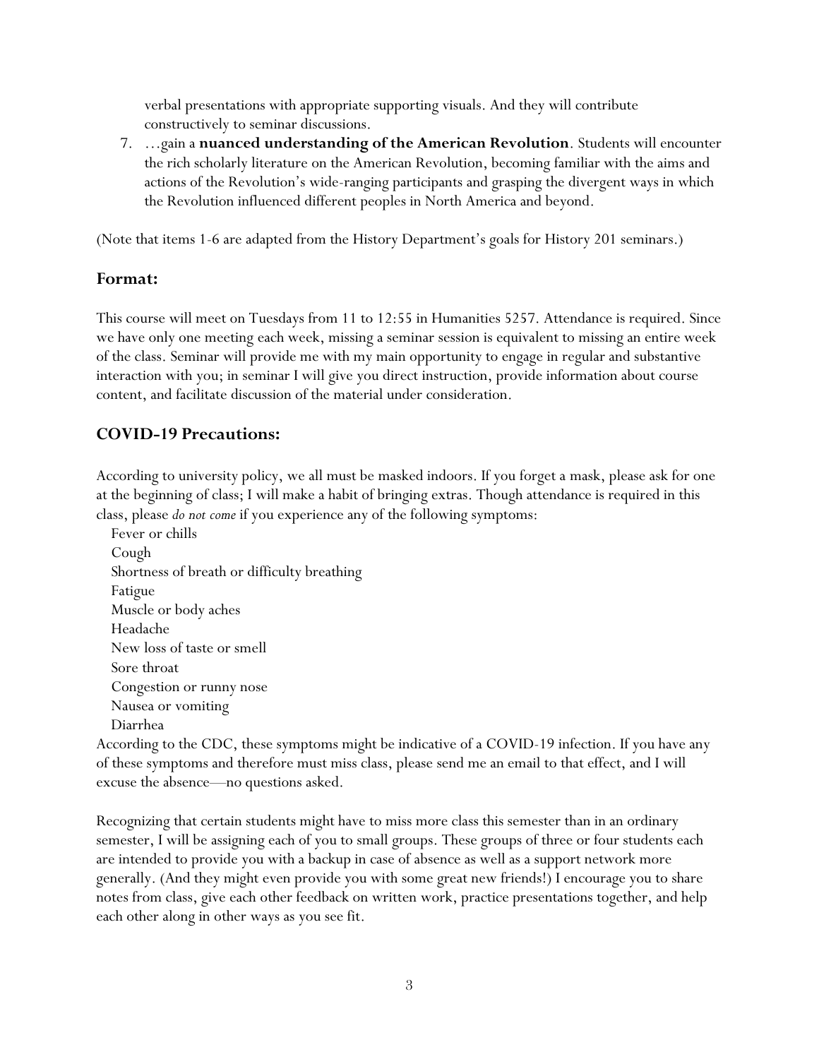verbal presentations with appropriate supporting visuals. And they will contribute constructively to seminar discussions.

7. …gain a **nuanced understanding of the American Revolution**. Students will encounter the rich scholarly literature on the American Revolution, becoming familiar with the aims and actions of the Revolution's wide-ranging participants and grasping the divergent ways in which the Revolution influenced different peoples in North America and beyond.

(Note that items 1-6 are adapted from the History Department's goals for History 201 seminars.)

## Format:

This course will meet on Tuesdays from 11 to 12:55 in Humanities 5257. Attendance is required. Since we have only one meeting each week, missing a seminar session is equivalent to missing an entire week of the class. Seminar will provide me with my main opportunity to engage in regular and substantive interaction with you; in seminar I will give you direct instruction, provide information about course content, and facilitate discussion of the material under consideration.

## COVID-19 Precautions:

According to university policy, we all must be masked indoors. If you forget a mask, please ask for one at the beginning of class; I will make a habit of bringing extras. Though attendance is required in this class, please *do not come* if you experience any of the following symptoms:

- Fever or chills
- Cough
- Shortness of breath or difficulty breathing
- Fatigue
- Muscle or body aches
- Headache
- New loss of taste or smell
- Sore throat
- Congestion or runny nose
- Nausea or vomiting
- Diarrhea

According to the CDC, these symptoms might be indicative of a COVID-19 infection. If you have any of these symptoms and therefore must miss class, please send me an email to that effect, and I will excuse the absence—no questions asked.

Recognizing that certain students might have to miss more class this semester than in an ordinary semester, I will be assigning each of you to small groups. These groups of three or four students each are intended to provide you with a backup in case of absence as well as a support network more generally. (And they might even provide you with some great new friends!) I encourage you to share notes from class, give each other feedback on written work, practice presentations together, and help each other along in other ways as you see fit.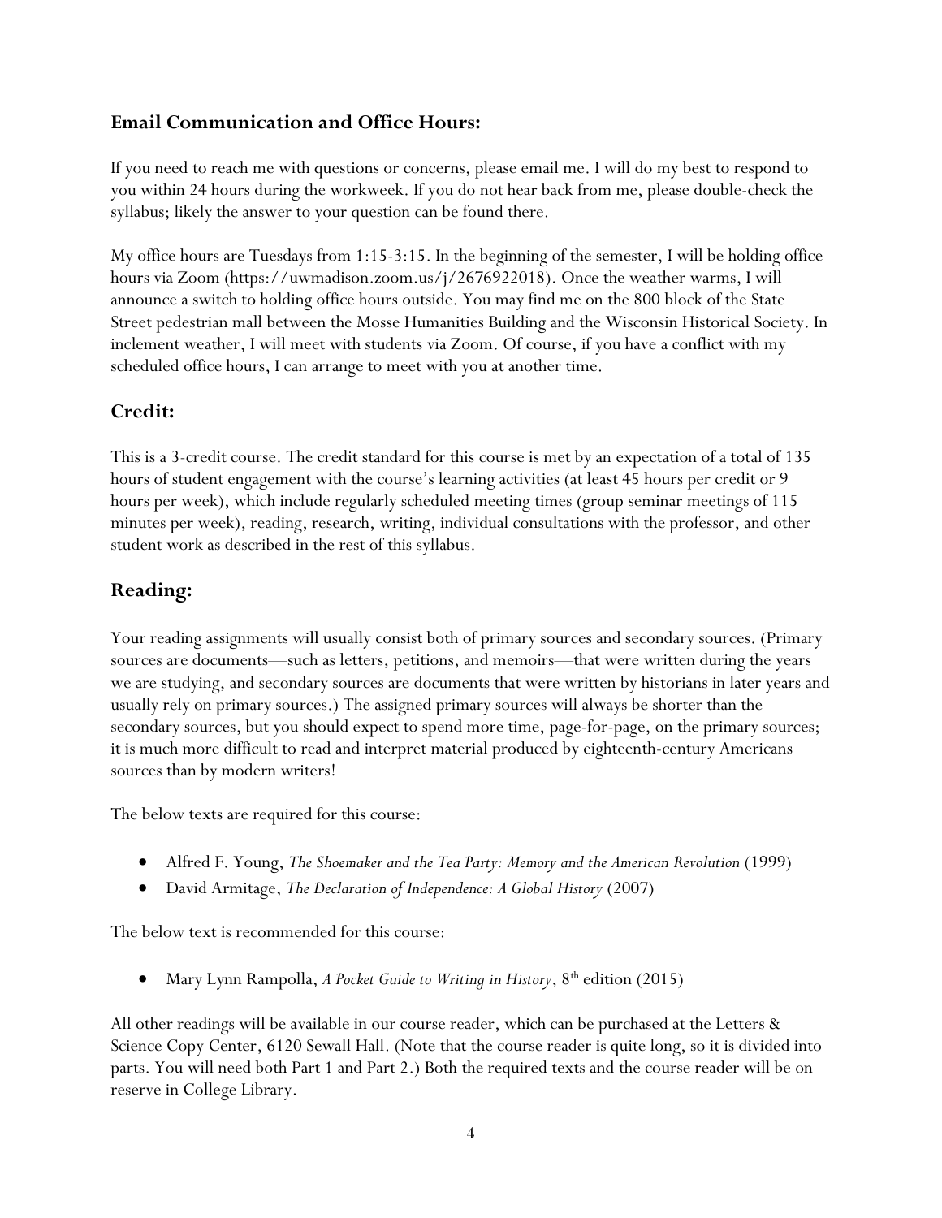## Email Communication and Office Hours:

If you need to reach me with questions or concerns, please email me. I will do my best to respond to you within 24 hours during the workweek. If you do not hear back from me, please double-check the syllabus; likely the answer to your question can be found there.

My office hours are Tuesdays from 1:15-3:15. In the beginning of the semester, I will be holding office hours via Zoom (https://uwmadison.zoom.us/j/2676922018). Once the weather warms, I will announce a switch to holding office hours outside. You may find me on the 800 block of the State Street pedestrian mall between the Mosse Humanities Building and the Wisconsin Historical Society. In inclement weather, I will meet with students via Zoom. Of course, if you have a conflict with my scheduled office hours, I can arrange to meet with you at another time.

## Credit:

This is a 3-credit course. The credit standard for this course is met by an expectation of a total of 135 hours of student engagement with the course's learning activities (at least 45 hours per credit or 9 hours per week), which include regularly scheduled meeting times (group seminar meetings of 115 minutes per week), reading, research, writing, individual consultations with the professor, and other student work as described in the rest of this syllabus.

## Reading:

Your reading assignments will usually consist both of primary sources and secondary sources. (Primary sources are documents—such as letters, petitions, and memoirs—that were written during the years we are studying, and secondary sources are documents that were written by historians in later years and usually rely on primary sources.) The assigned primary sources will always be shorter than the secondary sources, but you should expect to spend more time, page-for-page, on the primary sources; it is much more difficult to read and interpret material produced by eighteenth-century Americans sources than by modern writers!

The below texts are required for this course:

- Alfred F. Young, *The Shoemaker and the Tea Party: Memory and the American Revolution* (1999)
- David Armitage, *The Declaration of Independence: A Global History* (2007)

The below text is recommended for this course:

- Mary Lynn Rampolla, *A Pocket Guide to Writing in History*, 8th edition (2015)

All other readings will be available in our course reader, which can be purchased at the Letters & Science Copy Center, 6120 Sewall Hall. (Note that the course reader is quite long, so it is divided into parts. You will need both Part 1 and Part 2.) Both the required texts and the course reader will be on reserve in College Library.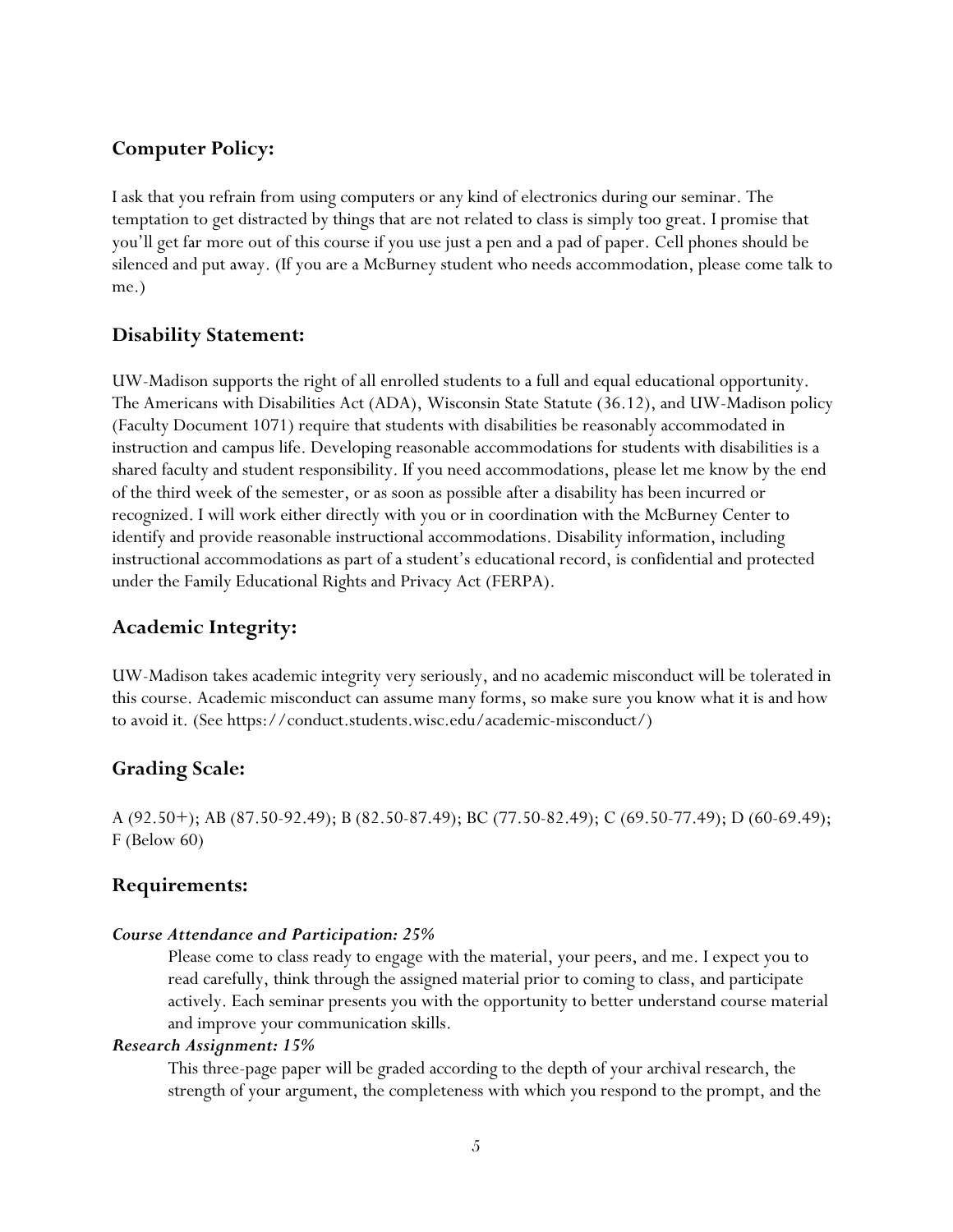## Computer Policy:

I ask that you refrain from using computers or any kind of electronics during our seminar. The temptation to get distracted by things that are not related to class is simply too great. I promise that you'll get far more out of this course if you use just a pen and a pad of paper. Cell phones should be silenced and put away. (If you are a McBurney student who needs accommodation, please come talk to me.)

## Disability Statement:

UW-Madison supports the right of all enrolled students to a full and equal educational opportunity. The Americans with Disabilities Act (ADA), Wisconsin State Statute (36.12), and UW-Madison policy (Faculty Document 1071) require that students with disabilities be reasonably accommodated in instruction and campus life. Developing reasonable accommodations for students with disabilities is a shared faculty and student responsibility. If you need accommodations, please let me know by the end of the third week of the semester, or as soon as possible after a disability has been incurred or recognized. I will work either directly with you or in coordination with the McBurney Center to identify and provide reasonable instructional accommodations. Disability information, including instructional accommodations as part of a student's educational record, is confidential and protected under the Family Educational Rights and Privacy Act (FERPA).

## Academic Integrity:

UW-Madison takes academic integrity very seriously, and no academic misconduct will be tolerated in this course. Academic misconduct can assume many forms, so make sure you know what it is and how to avoid it. (See https://conduct.students.wisc.edu/academic-misconduct/)

## Grading Scale:

A (92.50+); AB (87.50-92.49); B (82.50-87.49); BC (77.50-82.49); C (69.50-77.49); D (60-69.49); F (Below 60)

## Requirements:

***Course Attendance and Participation: 25%***

Please come to class ready to engage with the material, your peers, and me. I expect you to read carefully, think through the assigned material prior to coming to class, and participate actively. Each seminar presents you with the opportunity to better understand course material and improve your communication skills.

***Research Assignment: 15%***

This three-page paper will be graded according to the depth of your archival research, the strength of your argument, the completeness with which you respond to the prompt, and the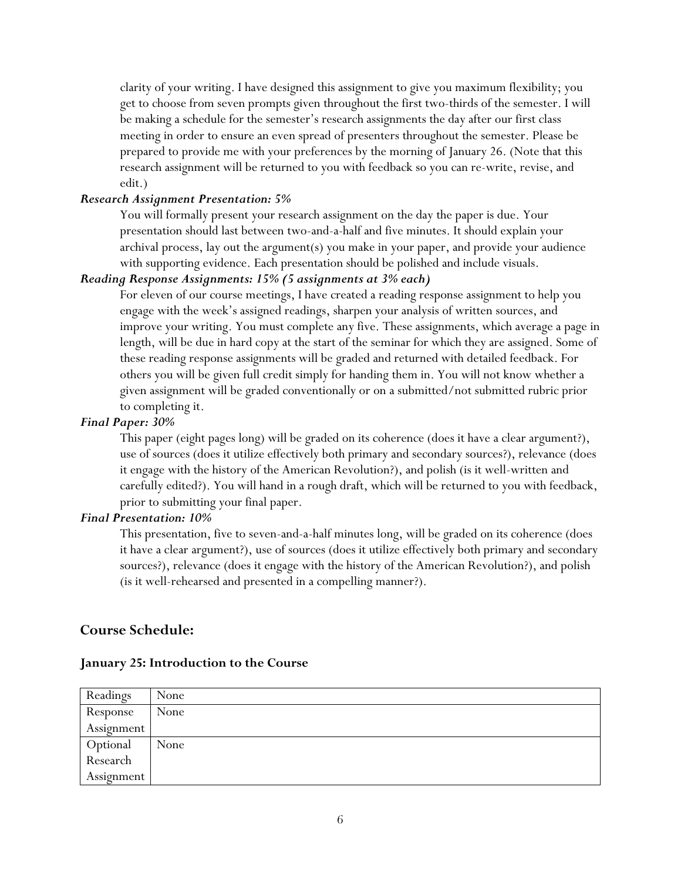clarity of your writing. I have designed this assignment to give you maximum flexibility; you get to choose from seven prompts given throughout the first two-thirds of the semester. I will be making a schedule for the semester's research assignments the day after our first class meeting in order to ensure an even spread of presenters throughout the semester. Please be prepared to provide me with your preferences by the morning of January 26. (Note that this research assignment will be returned to you with feedback so you can re-write, revise, and edit.)

***Research Assignment Presentation: 5%***

You will formally present your research assignment on the day the paper is due. Your presentation should last between two-and-a-half and five minutes. It should explain your archival process, lay out the argument(s) you make in your paper, and provide your audience with supporting evidence. Each presentation should be polished and include visuals.

***Reading Response Assignments: 15% (5 assignments at 3% each)***

For eleven of our course meetings, I have created a reading response assignment to help you engage with the week's assigned readings, sharpen your analysis of written sources, and improve your writing. You must complete any five. These assignments, which average a page in length, will be due in hard copy at the start of the seminar for which they are assigned. Some of these reading response assignments will be graded and returned with detailed feedback. For others you will be given full credit simply for handing them in. You will not know whether a given assignment will be graded conventionally or on a submitted/not submitted rubric prior to completing it.

***Final Paper: 30%***

This paper (eight pages long) will be graded on its coherence (does it have a clear argument?), use of sources (does it utilize effectively both primary and secondary sources?), relevance (does it engage with the history of the American Revolution?), and polish (is it well-written and carefully edited?). You will hand in a rough draft, which will be returned to you with feedback, prior to submitting your final paper.

***Final Presentation: 10%***

This presentation, five to seven-and-a-half minutes long, will be graded on its coherence (does it have a clear argument?), use of sources (does it utilize effectively both primary and secondary sources?), relevance (does it engage with the history of the American Revolution?), and polish (is it well-rehearsed and presented in a compelling manner?).

## Course Schedule:

### January 25: Introduction to the Course

| | |
|---|---|
| Readings | None |
| Response Assignment | None |
| Optional Research Assignment | None |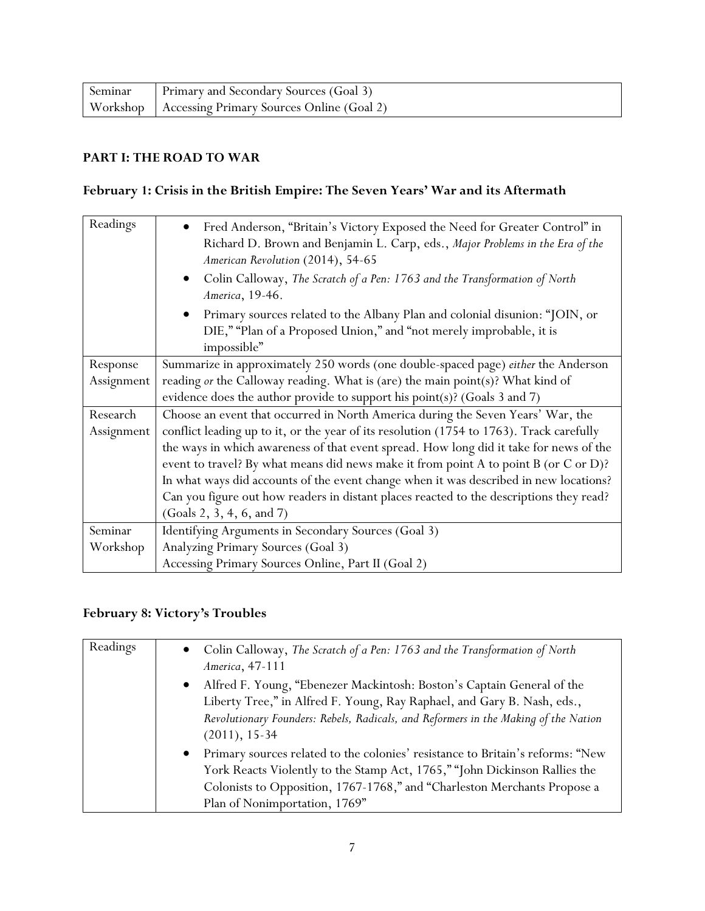| | |
|---|---|
| Seminar | Primary and Secondary Sources (Goal 3) |
| Workshop | Accessing Primary Sources Online (Goal 2) |

## PART I: THE ROAD TO WAR

### February 1: Crisis in the British Empire: The Seven Years' War and its Aftermath

| | |
|---|---|
| Readings | • Fred Anderson, "Britain's Victory Exposed the Need for Greater Control" in Richard D. Brown and Benjamin L. Carp, eds., *Major Problems in the Era of the American Revolution* (2014), 54-65<br>• Colin Calloway, *The Scratch of a Pen: 1763 and the Transformation of North America*, 19-46.<br>• Primary sources related to the Albany Plan and colonial disunion: "JOIN, or DIE," "Plan of a Proposed Union," and "not merely improbable, it is impossible" |
| Response Assignment | Summarize in approximately 250 words (one double-spaced page) *either* the Anderson reading *or* the Calloway reading. What is (are) the main point(s)? What kind of evidence does the author provide to support his point(s)? (Goals 3 and 7) |
| Research Assignment | Choose an event that occurred in North America during the Seven Years' War, the conflict leading up to it, or the year of its resolution (1754 to 1763). Track carefully the ways in which awareness of that event spread. How long did it take for news of the event to travel? By what means did news make it from point A to point B (or C or D)? In what ways did accounts of the event change when it was described in new locations? Can you figure out how readers in distant places reacted to the descriptions they read? (Goals 2, 3, 4, 6, and 7) |
| Seminar<br>Workshop | Identifying Arguments in Secondary Sources (Goal 3)<br>Analyzing Primary Sources (Goal 3)<br>Accessing Primary Sources Online, Part II (Goal 2) |

### February 8: Victory's Troubles

| | |
|---|---|
| Readings | • Colin Calloway, *The Scratch of a Pen: 1763 and the Transformation of North America*, 47-111<br>• Alfred F. Young, "Ebenezer Mackintosh: Boston's Captain General of the Liberty Tree," in Alfred F. Young, Ray Raphael, and Gary B. Nash, eds., *Revolutionary Founders: Rebels, Radicals, and Reformers in the Making of the Nation* (2011), 15-34<br>• Primary sources related to the colonies' resistance to Britain's reforms: "New York Reacts Violently to the Stamp Act, 1765," "John Dickinson Rallies the Colonists to Opposition, 1767-1768," and "Charleston Merchants Propose a Plan of Nonimportation, 1769" |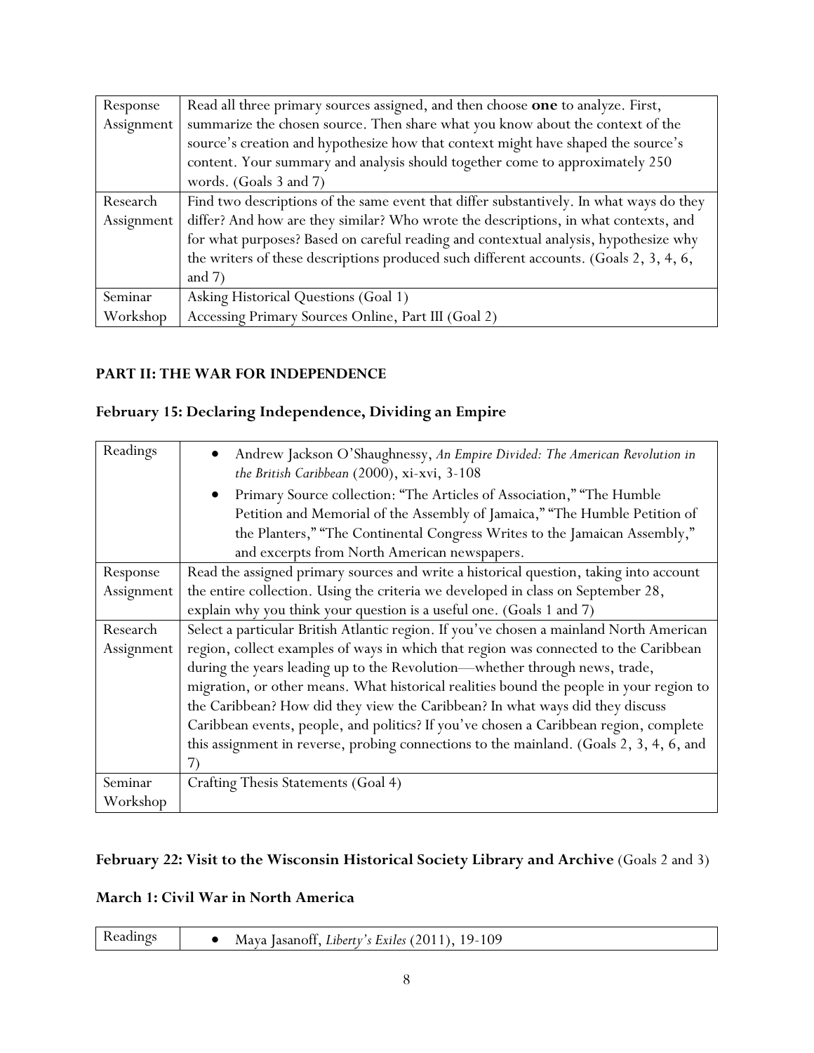| | |
|---|---|
| Response Assignment | Read all three primary sources assigned, and then choose **one** to analyze. First, summarize the chosen source. Then share what you know about the context of the source's creation and hypothesize how that context might have shaped the source's content. Your summary and analysis should together come to approximately 250 words. (Goals 3 and 7) |
| Research Assignment | Find two descriptions of the same event that differ substantively. In what ways do they differ? And how are they similar? Who wrote the descriptions, in what contexts, and for what purposes? Based on careful reading and contextual analysis, hypothesize why the writers of these descriptions produced such different accounts. (Goals 2, 3, 4, 6, and 7) |
| Seminar Workshop | Asking Historical Questions (Goal 1)<br>Accessing Primary Sources Online, Part III (Goal 2) |

## PART II: THE WAR FOR INDEPENDENCE

### February 15: Declaring Independence, Dividing an Empire

| | |
|---|---|
| Readings | • Andrew Jackson O'Shaughnessy, *An Empire Divided: The American Revolution in the British Caribbean* (2000), xi-xvi, 3-108<br>• Primary Source collection: "The Articles of Association," "The Humble Petition and Memorial of the Assembly of Jamaica," "The Humble Petition of the Planters," "The Continental Congress Writes to the Jamaican Assembly," and excerpts from North American newspapers. |
| Response Assignment | Read the assigned primary sources and write a historical question, taking into account the entire collection. Using the criteria we developed in class on September 28, explain why you think your question is a useful one. (Goals 1 and 7) |
| Research Assignment | Select a particular British Atlantic region. If you've chosen a mainland North American region, collect examples of ways in which that region was connected to the Caribbean during the years leading up to the Revolution—whether through news, trade, migration, or other means. What historical realities bound the people in your region to the Caribbean? How did they view the Caribbean? In what ways did they discuss Caribbean events, people, and politics? If you've chosen a Caribbean region, complete this assignment in reverse, probing connections to the mainland. (Goals 2, 3, 4, 6, and 7) |
| Seminar Workshop | Crafting Thesis Statements (Goal 4) |

### February 22: Visit to the Wisconsin Historical Society Library and Archive (Goals 2 and 3)

### March 1: Civil War in North America

| | |
|---|---|
| Readings | • Maya Jasanoff, *Liberty's Exiles* (2011), 19-109 |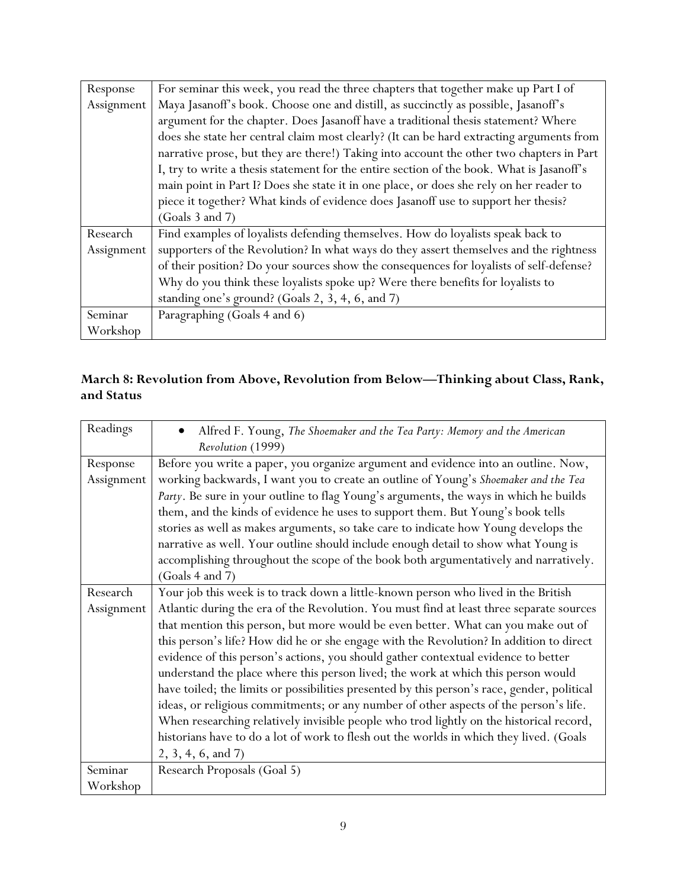| | |
|---|---|
| Response Assignment | For seminar this week, you read the three chapters that together make up Part I of Maya Jasanoff's book. Choose one and distill, as succinctly as possible, Jasanoff's argument for the chapter. Does Jasanoff have a traditional thesis statement? Where does she state her central claim most clearly? (It can be hard extracting arguments from narrative prose, but they are there!) Taking into account the other two chapters in Part I, try to write a thesis statement for the entire section of the book. What is Jasanoff's main point in Part I? Does she state it in one place, or does she rely on her reader to piece it together? What kinds of evidence does Jasanoff use to support her thesis? (Goals 3 and 7) |
| Research Assignment | Find examples of loyalists defending themselves. How do loyalists speak back to supporters of the Revolution? In what ways do they assert themselves and the rightness of their position? Do your sources show the consequences for loyalists of self-defense? Why do you think these loyalists spoke up? Were there benefits for loyalists to standing one's ground? (Goals 2, 3, 4, 6, and 7) |
| Seminar Workshop | Paragraphing (Goals 4 and 6) |

## March 8: Revolution from Above, Revolution from Below—Thinking about Class, Rank, and Status

| | |
|---|---|
| Readings | • Alfred F. Young, *The Shoemaker and the Tea Party: Memory and the American Revolution* (1999) |
| Response Assignment | Before you write a paper, you organize argument and evidence into an outline. Now, working backwards, I want you to create an outline of Young's *Shoemaker and the Tea Party*. Be sure in your outline to flag Young's arguments, the ways in which he builds them, and the kinds of evidence he uses to support them. But Young's book tells stories as well as makes arguments, so take care to indicate how Young develops the narrative as well. Your outline should include enough detail to show what Young is accomplishing throughout the scope of the book both argumentatively and narratively. (Goals 4 and 7) |
| Research Assignment | Your job this week is to track down a little-known person who lived in the British Atlantic during the era of the Revolution. You must find at least three separate sources that mention this person, but more would be even better. What can you make out of this person's life? How did he or she engage with the Revolution? In addition to direct evidence of this person's actions, you should gather contextual evidence to better understand the place where this person lived; the work at which this person would have toiled; the limits or possibilities presented by this person's race, gender, political ideas, or religious commitments; or any number of other aspects of the person's life. When researching relatively invisible people who trod lightly on the historical record, historians have to do a lot of work to flesh out the worlds in which they lived. (Goals 2, 3, 4, 6, and 7) |
| Seminar Workshop | Research Proposals (Goal 5) |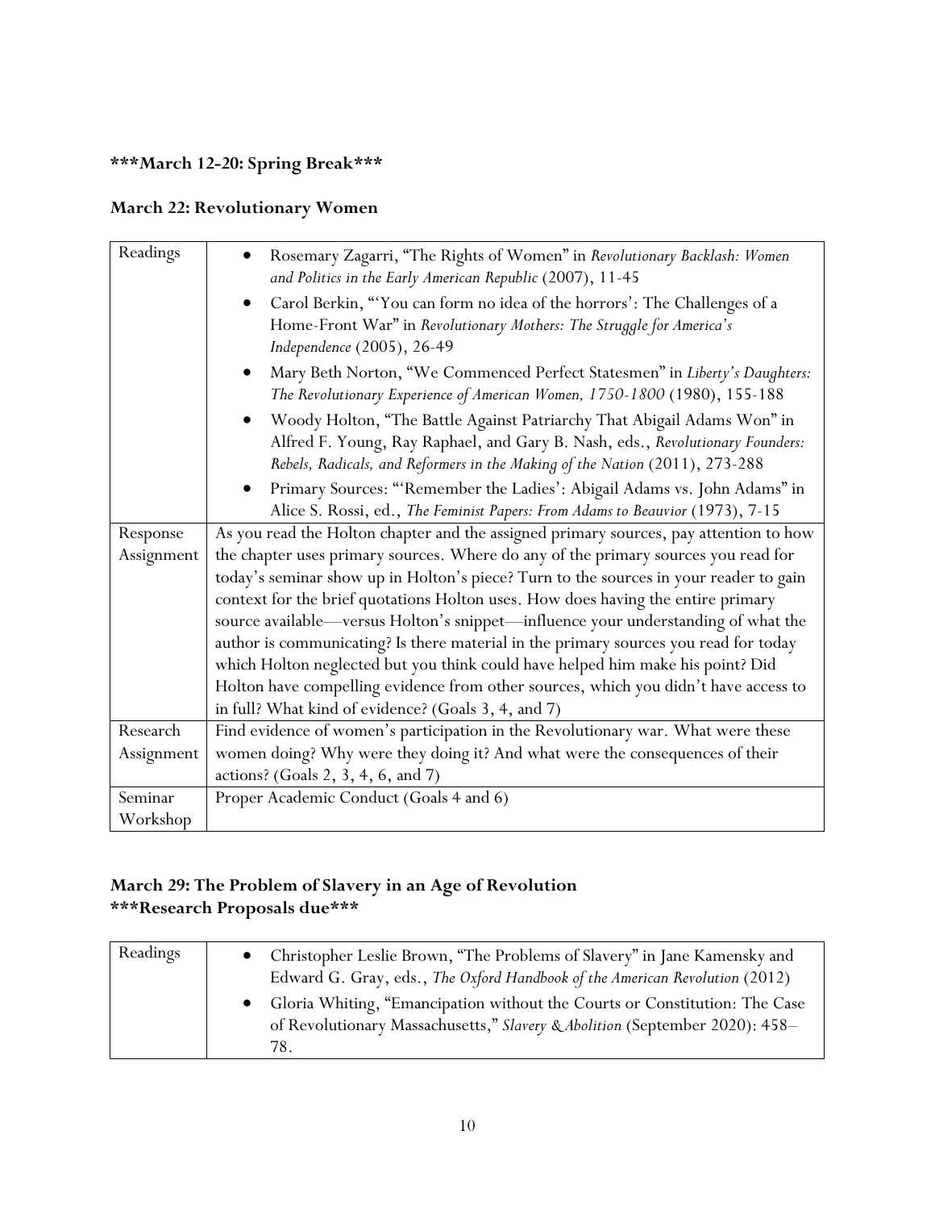**\*\*\*March 12-20: Spring Break\*\*\***

### March 22: Revolutionary Women

| | |
|---|---|
| Readings | • Rosemary Zagarri, "The Rights of Women" in *Revolutionary Backlash: Women and Politics in the Early American Republic* (2007), 11-45<br>• Carol Berkin, "'You can form no idea of the horrors': The Challenges of a Home-Front War" in *Revolutionary Mothers: The Struggle for America's Independence* (2005), 26-49<br>• Mary Beth Norton, "We Commenced Perfect Statesmen" in *Liberty's Daughters: The Revolutionary Experience of American Women, 1750-1800* (1980), 155-188<br>• Woody Holton, "The Battle Against Patriarchy That Abigail Adams Won" in Alfred F. Young, Ray Raphael, and Gary B. Nash, eds., *Revolutionary Founders: Rebels, Radicals, and Reformers in the Making of the Nation* (2011), 273-288<br>• Primary Sources: "'Remember the Ladies': Abigail Adams vs. John Adams" in Alice S. Rossi, ed., *The Feminist Papers: From Adams to Beauvior* (1973), 7-15 |
| Response Assignment | As you read the Holton chapter and the assigned primary sources, pay attention to how the chapter uses primary sources. Where do any of the primary sources you read for today's seminar show up in Holton's piece? Turn to the sources in your reader to gain context for the brief quotations Holton uses. How does having the entire primary source available—versus Holton's snippet—influence your understanding of what the author is communicating? Is there material in the primary sources you read for today which Holton neglected but you think could have helped him make his point? Did Holton have compelling evidence from other sources, which you didn't have access to in full? What kind of evidence? (Goals 3, 4, and 7) |
| Research Assignment | Find evidence of women's participation in the Revolutionary war. What were these women doing? Why were they doing it? And what were the consequences of their actions? (Goals 2, 3, 4, 6, and 7) |
| Seminar Workshop | Proper Academic Conduct (Goals 4 and 6) |

### March 29: The Problem of Slavery in an Age of Revolution
**\*\*\*Research Proposals due\*\*\***

| | |
|---|---|
| Readings | • Christopher Leslie Brown, "The Problems of Slavery" in Jane Kamensky and Edward G. Gray, eds., *The Oxford Handbook of the American Revolution* (2012)<br>• Gloria Whiting, "Emancipation without the Courts or Constitution: The Case of Revolutionary Massachusetts," *Slavery & Abolition* (September 2020): 458–78. |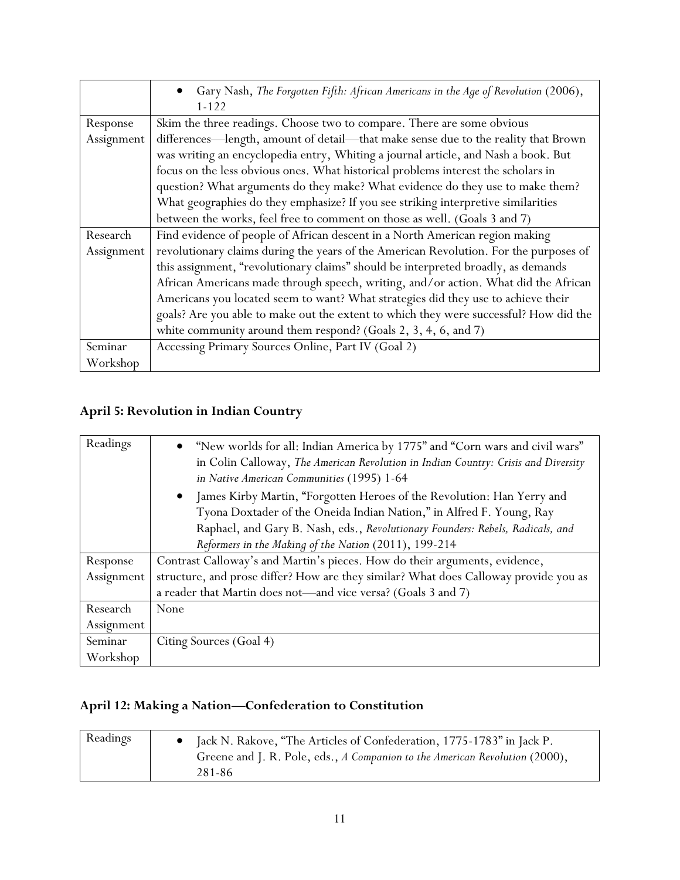| | |
|---|---|
| | • Gary Nash, *The Forgotten Fifth: African Americans in the Age of Revolution* (2006), 1-122 |
| Response Assignment | Skim the three readings. Choose two to compare. There are some obvious differences—length, amount of detail—that make sense due to the reality that Brown was writing an encyclopedia entry, Whiting a journal article, and Nash a book. But focus on the less obvious ones. What historical problems interest the scholars in question? What arguments do they make? What evidence do they use to make them? What geographies do they emphasize? If you see striking interpretive similarities between the works, feel free to comment on those as well. (Goals 3 and 7) |
| Research Assignment | Find evidence of people of African descent in a North American region making revolutionary claims during the years of the American Revolution. For the purposes of this assignment, "revolutionary claims" should be interpreted broadly, as demands African Americans made through speech, writing, and/or action. What did the African Americans you located seem to want? What strategies did they use to achieve their goals? Are you able to make out the extent to which they were successful? How did the white community around them respond? (Goals 2, 3, 4, 6, and 7) |
| Seminar Workshop | Accessing Primary Sources Online, Part IV (Goal 2) |

### April 5: Revolution in Indian Country

| | |
|---|---|
| Readings | • "New worlds for all: Indian America by 1775" and "Corn wars and civil wars" in Colin Calloway, *The American Revolution in Indian Country: Crisis and Diversity in Native American Communities* (1995) 1-64<br>• James Kirby Martin, "Forgotten Heroes of the Revolution: Han Yerry and Tyona Doxtader of the Oneida Indian Nation," in Alfred F. Young, Ray Raphael, and Gary B. Nash, eds., *Revolutionary Founders: Rebels, Radicals, and Reformers in the Making of the Nation* (2011), 199-214 |
| Response Assignment | Contrast Calloway's and Martin's pieces. How do their arguments, evidence, structure, and prose differ? How are they similar? What does Calloway provide you as a reader that Martin does not—and vice versa? (Goals 3 and 7) |
| Research Assignment | None |
| Seminar Workshop | Citing Sources (Goal 4) |

### April 12: Making a Nation—Confederation to Constitution

| | |
|---|---|
| Readings | • Jack N. Rakove, "The Articles of Confederation, 1775-1783" in Jack P. Greene and J. R. Pole, eds., *A Companion to the American Revolution* (2000), 281-86 |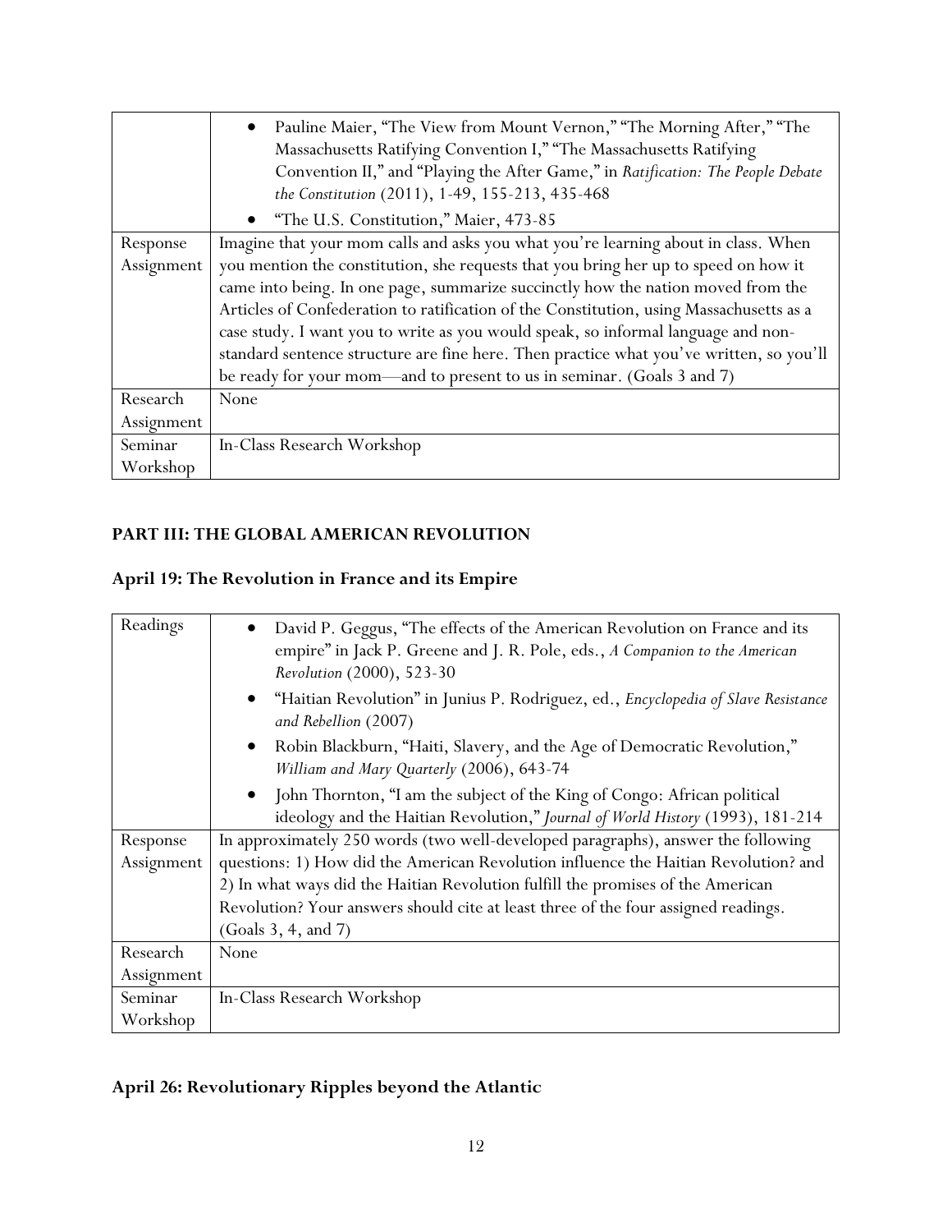| | |
|---|---|
| | • Pauline Maier, "The View from Mount Vernon," "The Morning After," "The Massachusetts Ratifying Convention I," "The Massachusetts Ratifying Convention II," and "Playing the After Game," in *Ratification: The People Debate the Constitution* (2011), 1-49, 155-213, 435-468<br>• "The U.S. Constitution," Maier, 473-85 |
| Response Assignment | Imagine that your mom calls and asks you what you're learning about in class. When you mention the constitution, she requests that you bring her up to speed on how it came into being. In one page, summarize succinctly how the nation moved from the Articles of Confederation to ratification of the Constitution, using Massachusetts as a case study. I want you to write as you would speak, so informal language and non-standard sentence structure are fine here. Then practice what you've written, so you'll be ready for your mom—and to present to us in seminar. (Goals 3 and 7) |
| Research Assignment | None |
| Seminar Workshop | In-Class Research Workshop |

## PART III: THE GLOBAL AMERICAN REVOLUTION

### April 19: The Revolution in France and its Empire

| | |
|---|---|
| Readings | • David P. Geggus, "The effects of the American Revolution on France and its empire" in Jack P. Greene and J. R. Pole, eds., *A Companion to the American Revolution* (2000), 523-30<br>• "Haitian Revolution" in Junius P. Rodriguez, ed., *Encyclopedia of Slave Resistance and Rebellion* (2007)<br>• Robin Blackburn, "Haiti, Slavery, and the Age of Democratic Revolution," *William and Mary Quarterly* (2006), 643-74<br>• John Thornton, "I am the subject of the King of Congo: African political ideology and the Haitian Revolution," *Journal of World History* (1993), 181-214 |
| Response Assignment | In approximately 250 words (two well-developed paragraphs), answer the following questions: 1) How did the American Revolution influence the Haitian Revolution? and 2) In what ways did the Haitian Revolution fulfill the promises of the American Revolution? Your answers should cite at least three of the four assigned readings. (Goals 3, 4, and 7) |
| Research Assignment | None |
| Seminar Workshop | In-Class Research Workshop |

### April 26: Revolutionary Ripples beyond the Atlantic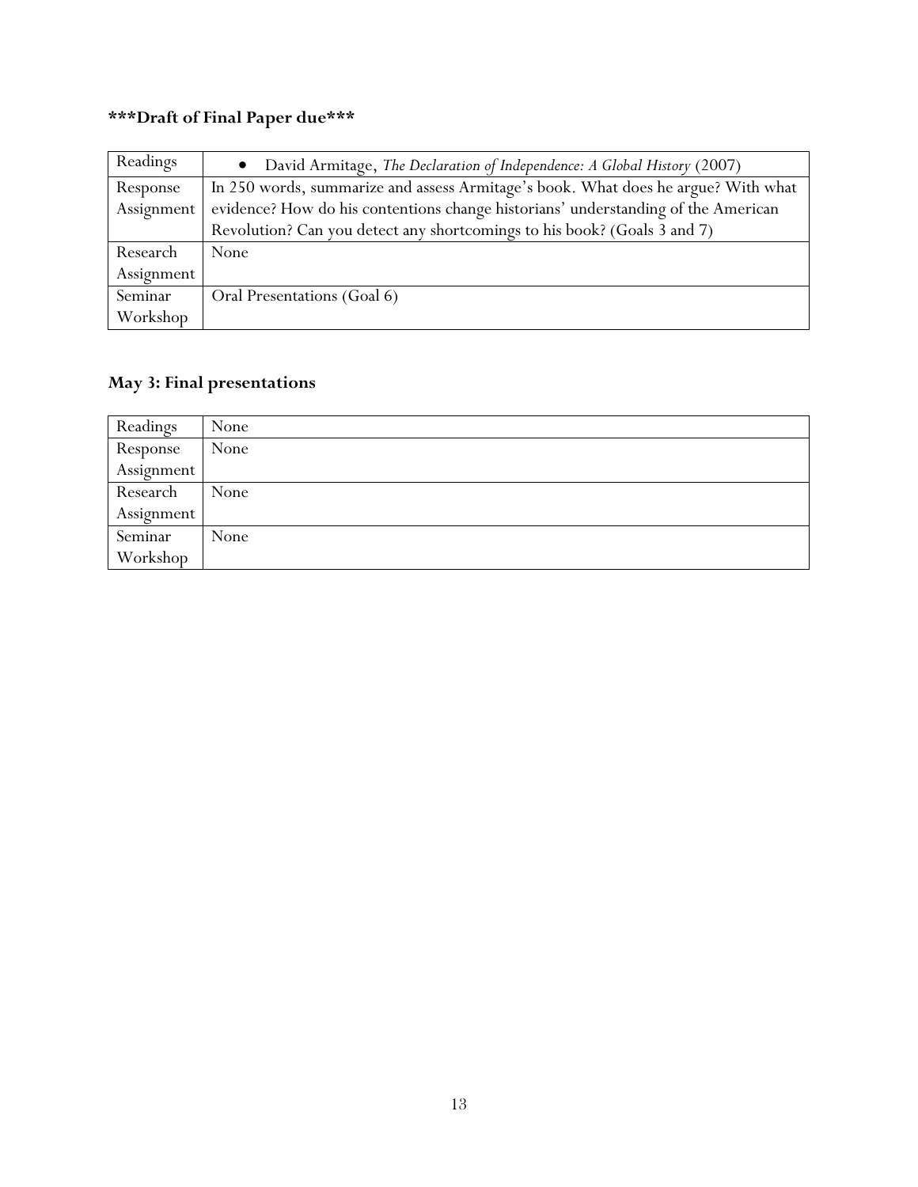**\*\*\*Draft of Final Paper due\*\*\***

| | |
|---|---|
| Readings | • David Armitage, *The Declaration of Independence: A Global History* (2007) |
| Response Assignment | In 250 words, summarize and assess Armitage's book. What does he argue? With what evidence? How do his contentions change historians' understanding of the American Revolution? Can you detect any shortcomings to his book? (Goals 3 and 7) |
| Research Assignment | None |
| Seminar Workshop | Oral Presentations (Goal 6) |

**May 3: Final presentations**

| | |
|---|---|
| Readings | None |
| Response Assignment | None |
| Research Assignment | None |
| Seminar Workshop | None |